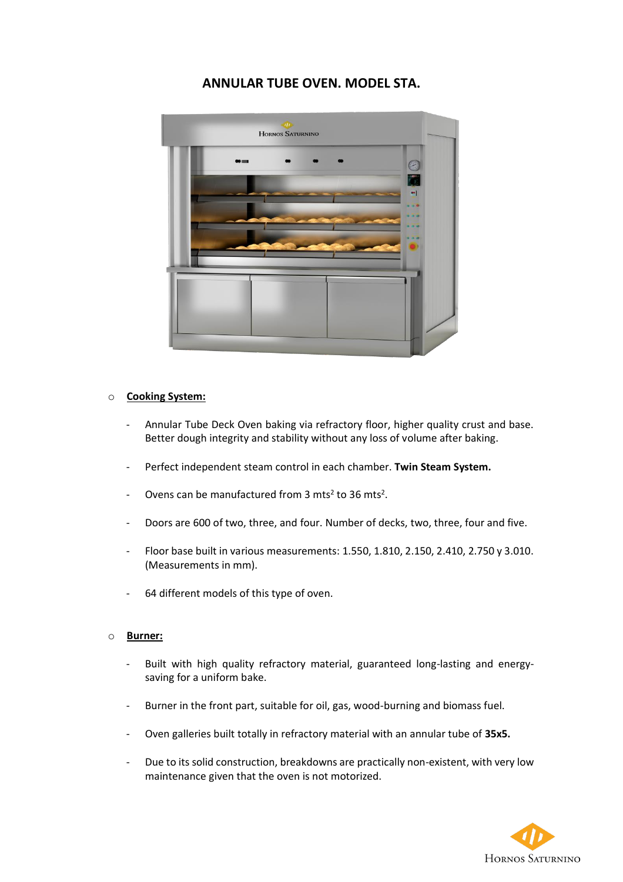# ANNULAR TUBE OVEN. MODEL STA.

- **Cooking System:**

  - Annular Tube Deck Oven baking via refractory floor, higher quality crust and base. Better dough integrity and stability without any loss of volume after baking.
  - Perfect independent steam control in each chamber. **Twin Steam System.**
  - Ovens can be manufactured from 3 mts$^2$ to 36 mts$^2$.
  - Doors are 600 of two, three, and four. Number of decks, two, three, four and five.
  - Floor base built in various measurements: 1.550, 1.810, 2.150, 2.410, 2.750 y 3.010. (Measurements in mm).
  - 64 different models of this type of oven.

- **Burner:**

  - Built with high quality refractory material, guaranteed long-lasting and energy-saving for a uniform bake.
  - Burner in the front part, suitable for oil, gas, wood-burning and biomass fuel.
  - Oven galleries built totally in refractory material with an annular tube of **35x5.**
  - Due to its solid construction, breakdowns are practically non-existent, with very low maintenance given that the oven is not motorized.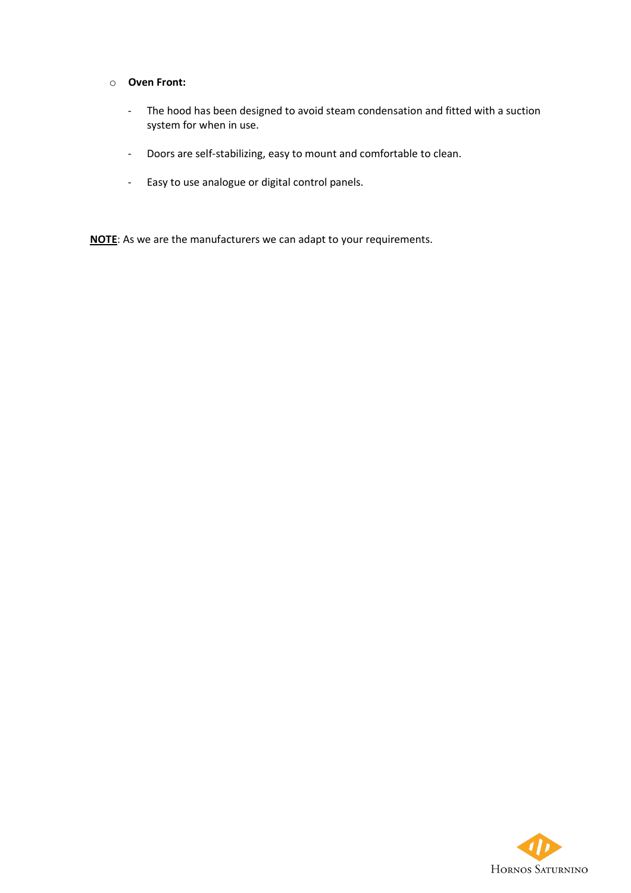- **Oven Front:**

  - The hood has been designed to avoid steam condensation and fitted with a suction system for when in use.
  - Doors are self-stabilizing, easy to mount and comfortable to clean.
  - Easy to use analogue or digital control panels.

**NOTE**: As we are the manufacturers we can adapt to your requirements.